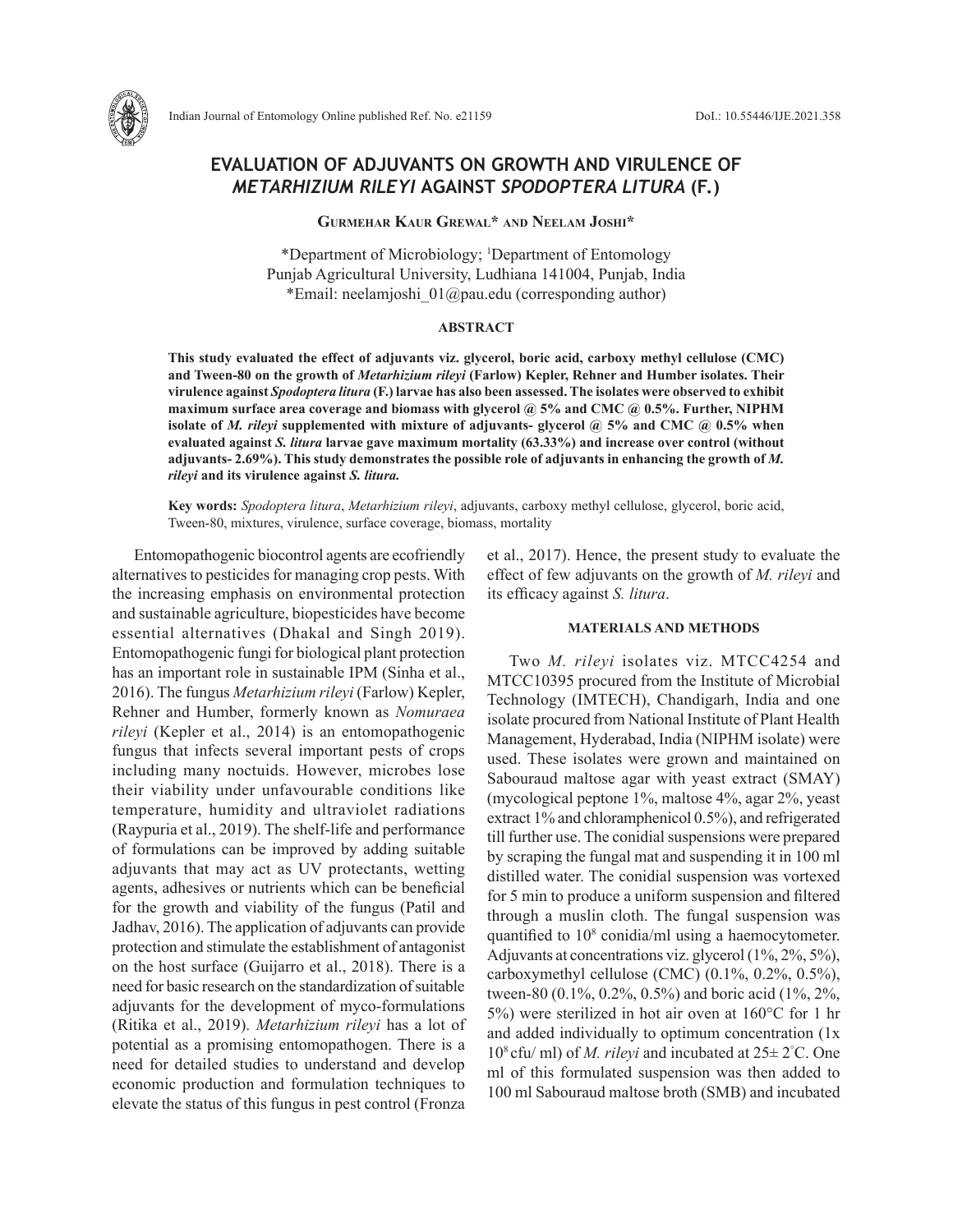# EVALUATION OF ADJUVANTS ON GROWTH AND VIRULENCE OF *METARHIZIUM RILEYI* AGAINST *SPODOPTERA LITURA* (F.)

**Gurmehar Kaur Grewal\* and Neelam Joshi\***

\*Department of Microbiology; [1]Department of Entomology
Punjab Agricultural University, Ludhiana 141004, Punjab, India
\*Email: neelamjoshi_01@pau.edu (corresponding author)

## ABSTRACT

**This study evaluated the effect of adjuvants viz. glycerol, boric acid, carboxy methyl cellulose (CMC) and Tween-80 on the growth of *Metarhizium rileyi* (Farlow) Kepler, Rehner and Humber isolates. Their virulence against *Spodoptera litura* (F.) larvae has also been assessed. The isolates were observed to exhibit maximum surface area coverage and biomass with glycerol @ 5% and CMC @ 0.5%. Further, NIPHM isolate of *M. rileyi* supplemented with mixture of adjuvants- glycerol @ 5% and CMC @ 0.5% when evaluated against *S. litura* larvae gave maximum mortality (63.33%) and increase over control (without adjuvants- 2.69%). This study demonstrates the possible role of adjuvants in enhancing the growth of *M. rileyi* and its virulence against *S. litura.***

**Key words:** *Spodoptera litura*, *Metarhizium rileyi*, adjuvants, carboxy methyl cellulose, glycerol, boric acid, Tween-80, mixtures, virulence, surface coverage, biomass, mortality

Entomopathogenic biocontrol agents are ecofriendly alternatives to pesticides for managing crop pests. With the increasing emphasis on environmental protection and sustainable agriculture, biopesticides have become essential alternatives (Dhakal and Singh 2019). Entomopathogenic fungi for biological plant protection has an important role in sustainable IPM (Sinha et al., 2016). The fungus *Metarhizium rileyi* (Farlow) Kepler, Rehner and Humber, formerly known as *Nomuraea rileyi* (Kepler et al., 2014) is an entomopathogenic fungus that infects several important pests of crops including many noctuids. However, microbes lose their viability under unfavourable conditions like temperature, humidity and ultraviolet radiations (Raypuria et al., 2019). The shelf-life and performance of formulations can be improved by adding suitable adjuvants that may act as UV protectants, wetting agents, adhesives or nutrients which can be beneficial for the growth and viability of the fungus (Patil and Jadhav, 2016). The application of adjuvants can provide protection and stimulate the establishment of antagonist on the host surface (Guijarro et al., 2018). There is a need for basic research on the standardization of suitable adjuvants for the development of myco-formulations (Ritika et al., 2019). *Metarhizium rileyi* has a lot of potential as a promising entomopathogen. There is a need for detailed studies to understand and develop economic production and formulation techniques to elevate the status of this fungus in pest control (Fronza et al., 2017). Hence, the present study to evaluate the effect of few adjuvants on the growth of *M. rileyi* and its efficacy against *S. litura*.

## MATERIALS AND METHODS

Two *M. rileyi* isolates viz. MTCC4254 and MTCC10395 procured from the Institute of Microbial Technology (IMTECH), Chandigarh, India and one isolate procured from National Institute of Plant Health Management, Hyderabad, India (NIPHM isolate) were used. These isolates were grown and maintained on Sabouraud maltose agar with yeast extract (SMAY) (mycological peptone 1%, maltose 4%, agar 2%, yeast extract 1% and chloramphenicol 0.5%), and refrigerated till further use. The conidial suspensions were prepared by scraping the fungal mat and suspending it in 100 ml distilled water. The conidial suspension was vortexed for 5 min to produce a uniform suspension and filtered through a muslin cloth. The fungal suspension was quantified to $10^8$ conidia/ml using a haemocytometer. Adjuvants at concentrations viz. glycerol (1%, 2%, 5%), carboxymethyl cellulose (CMC) (0.1%, 0.2%, 0.5%), tween-80 (0.1%, 0.2%, 0.5%) and boric acid (1%, 2%, 5%) were sterilized in hot air oven at 160°C for 1 hr and added individually to optimum concentration ($1 \times 10^8$ cfu/ ml) of *M. rileyi* and incubated at $25 \pm 2$°C. One ml of this formulated suspension was then added to 100 ml Sabouraud maltose broth (SMB) and incubated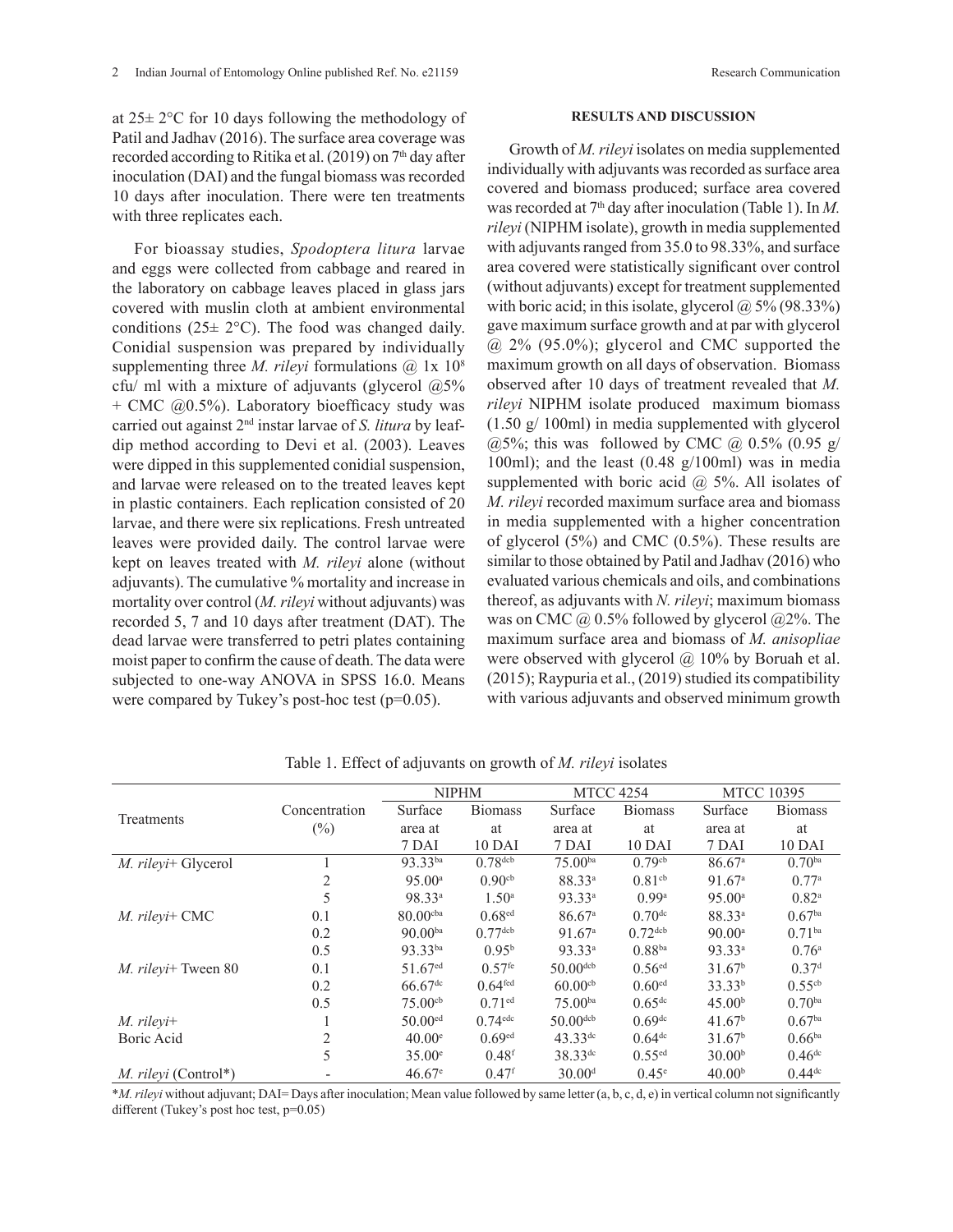at 25± 2°C for 10 days following the methodology of Patil and Jadhav (2016). The surface area coverage was recorded according to Ritika et al. (2019) on 7th day after inoculation (DAI) and the fungal biomass was recorded 10 days after inoculation. There were ten treatments with three replicates each.

For bioassay studies, *Spodoptera litura* larvae and eggs were collected from cabbage and reared in the laboratory on cabbage leaves placed in glass jars covered with muslin cloth at ambient environmental conditions (25± 2°C). The food was changed daily. Conidial suspension was prepared by individually supplementing three *M. rileyi* formulations @ 1x $10^8$ cfu/ ml with a mixture of adjuvants (glycerol @5% + CMC @0.5%). Laboratory bioefficacy study was carried out against 2nd instar larvae of *S. litura* by leaf-dip method according to Devi et al. (2003). Leaves were dipped in this supplemented conidial suspension, and larvae were released on to the treated leaves kept in plastic containers. Each replication consisted of 20 larvae, and there were six replications. Fresh untreated leaves were provided daily. The control larvae were kept on leaves treated with *M. rileyi* alone (without adjuvants). The cumulative % mortality and increase in mortality over control (*M. rileyi* without adjuvants) was recorded 5, 7 and 10 days after treatment (DAT). The dead larvae were transferred to petri plates containing moist paper to confirm the cause of death. The data were subjected to one-way ANOVA in SPSS 16.0. Means were compared by Tukey's post-hoc test (p=0.05).

## RESULTS AND DISCUSSION

Growth of *M. rileyi* isolates on media supplemented individually with adjuvants was recorded as surface area covered and biomass produced; surface area covered was recorded at 7th day after inoculation (Table 1). In *M. rileyi* (NIPHM isolate), growth in media supplemented with adjuvants ranged from 35.0 to 98.33%, and surface area covered were statistically significant over control (without adjuvants) except for treatment supplemented with boric acid; in this isolate, glycerol @ 5% (98.33%) gave maximum surface growth and at par with glycerol @ 2% (95.0%); glycerol and CMC supported the maximum growth on all days of observation. Biomass observed after 10 days of treatment revealed that *M. rileyi* NIPHM isolate produced maximum biomass (1.50 g/ 100ml) in media supplemented with glycerol @5%; this was followed by CMC @ 0.5% (0.95 g/ 100ml); and the least (0.48 g/100ml) was in media supplemented with boric acid @ 5%. All isolates of *M. rileyi* recorded maximum surface area and biomass in media supplemented with a higher concentration of glycerol (5%) and CMC (0.5%). These results are similar to those obtained by Patil and Jadhav (2016) who evaluated various chemicals and oils, and combinations thereof, as adjuvants with *N. rileyi*; maximum biomass was on CMC @ 0.5% followed by glycerol @2%. The maximum surface area and biomass of *M. anisopliae* were observed with glycerol @ 10% by Boruah et al. (2015); Raypuria et al., (2019) studied its compatibility with various adjuvants and observed minimum growth

Table 1. Effect of adjuvants on growth of *M. rileyi* isolates

| Treatments | Concentration (%) | NIPHM | | MTCC 4254 | | MTCC 10395 | |
|---|---|---|---|---|---|---|---|
| | | Surface area at 7 DAI | Biomass at 10 DAI | Surface area at 7 DAI | Biomass at 10 DAI | Surface area at 7 DAI | Biomass at 10 DAI |
| *M. rileyi*+ Glycerol | 1 | 93.33ba | 0.78dcb | 75.00ba | 0.79cb | 86.67a | 0.70ba |
| | 2 | 95.00a | 0.90cb | 88.33a | 0.81cb | 91.67a | 0.77a |
| | 5 | 98.33a | 1.50a | 93.33a | 0.99a | 95.00a | 0.82a |
| *M. rileyi*+ CMC | 0.1 | 80.00cba | 0.68ed | 86.67a | 0.70dc | 88.33a | 0.67ba |
| | 0.2 | 90.00ba | 0.77dcb | 91.67a | 0.72dcb | 90.00a | 0.71ba |
| | 0.5 | 93.33ba | 0.95b | 93.33a | 0.88ba | 93.33a | 0.76a |
| *M. rileyi*+ Tween 80 | 0.1 | 51.67ed | 0.57fe | 50.00dcb | 0.56ed | 31.67b | 0.37d |
| | 0.2 | 66.67dc | 0.64fed | 60.00cb | 0.60ed | 33.33b | 0.55cb |
| | 0.5 | 75.00cb | 0.71ed | 75.00ba | 0.65dc | 45.00b | 0.70ba |
| *M. rileyi*+ Boric Acid | 1 | 50.00ed | 0.74edc | 50.00dcb | 0.69dc | 41.67b | 0.67ba |
| | 2 | 40.00e | 0.69ed | 43.33dc | 0.64dc | 31.67b | 0.66ba |
| | 5 | 35.00e | 0.48f | 38.33dc | 0.55ed | 30.00b | 0.46dc |
| *M. rileyi* (Control*) | - | 46.67e | 0.47f | 30.00d | 0.45e | 40.00b | 0.44dc |

**M. rileyi* without adjuvant; DAI= Days after inoculation; Mean value followed by same letter (a, b, c, d, e) in vertical column not significantly different (Tukey's post hoc test, p=0.05)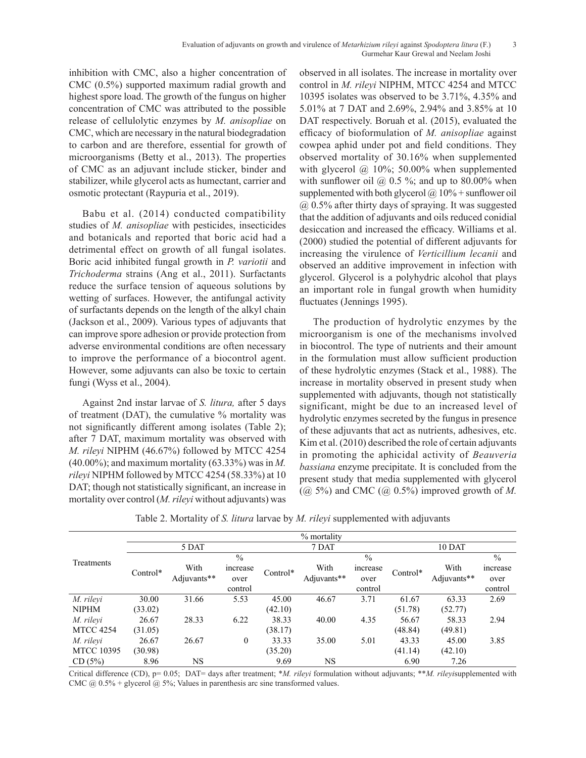inhibition with CMC, also a higher concentration of CMC (0.5%) supported maximum radial growth and highest spore load. The growth of the fungus on higher concentration of CMC was attributed to the possible release of cellulolytic enzymes by *M. anisopliae* on CMC, which are necessary in the natural biodegradation to carbon and are therefore, essential for growth of microorganisms (Betty et al., 2013). The properties of CMC as an adjuvant include sticker, binder and stabilizer, while glycerol acts as humectant, carrier and osmotic protectant (Raypuria et al., 2019).

Babu et al. (2014) conducted compatibility studies of *M. anisopliae* with pesticides, insecticides and botanicals and reported that boric acid had a detrimental effect on growth of all fungal isolates. Boric acid inhibited fungal growth in *P. variotii* and *Trichoderma* strains (Ang et al., 2011). Surfactants reduce the surface tension of aqueous solutions by wetting of surfaces. However, the antifungal activity of surfactants depends on the length of the alkyl chain (Jackson et al., 2009). Various types of adjuvants that can improve spore adhesion or provide protection from adverse environmental conditions are often necessary to improve the performance of a biocontrol agent. However, some adjuvants can also be toxic to certain fungi (Wyss et al., 2004).

Against 2nd instar larvae of *S. litura,* after 5 days of treatment (DAT), the cumulative % mortality was not significantly different among isolates (Table 2); after 7 DAT, maximum mortality was observed with *M. rileyi* NIPHM (46.67%) followed by MTCC 4254 (40.00%); and maximum mortality (63.33%) was in *M. rileyi* NIPHM followed by MTCC 4254 (58.33%) at 10 DAT; though not statistically significant, an increase in mortality over control (*M. rileyi* without adjuvants) was observed in all isolates. The increase in mortality over control in *M. rileyi* NIPHM, MTCC 4254 and MTCC 10395 isolates was observed to be 3.71%, 4.35% and 5.01% at 7 DAT and 2.69%, 2.94% and 3.85% at 10 DAT respectively. Boruah et al. (2015), evaluated the efficacy of bioformulation of *M. anisopliae* against cowpea aphid under pot and field conditions. They observed mortality of 30.16% when supplemented with glycerol @ 10%; 50.00% when supplemented with sunflower oil @ 0.5 %; and up to 80.00% when supplemented with both glycerol @ 10% + sunflower oil @ 0.5% after thirty days of spraying. It was suggested that the addition of adjuvants and oils reduced conidial desiccation and increased the efficacy. Williams et al. (2000) studied the potential of different adjuvants for increasing the virulence of *Verticillium lecanii* and observed an additive improvement in infection with glycerol. Glycerol is a polyhydric alcohol that plays an important role in fungal growth when humidity fluctuates (Jennings 1995).

The production of hydrolytic enzymes by the microorganism is one of the mechanisms involved in biocontrol. The type of nutrients and their amount in the formulation must allow sufficient production of these hydrolytic enzymes (Stack et al., 1988). The increase in mortality observed in present study when supplemented with adjuvants, though not statistically significant, might be due to an increased level of hydrolytic enzymes secreted by the fungus in presence of these adjuvants that act as nutrients, adhesives, etc. Kim et al. (2010) described the role of certain adjuvants in promoting the aphicidal activity of *Beauveria bassiana* enzyme precipitate. It is concluded from the present study that media supplemented with glycerol (@ 5%) and CMC (@ 0.5%) improved growth of *M.*

Table 2. Mortality of *S. litura* larvae by *M. rileyi* supplemented with adjuvants

| Treatments | % mortality | | | | | | | | |
|---|---|---|---|---|---|---|---|---|---|
| | 5 DAT | | | 7 DAT | | | 10 DAT | | |
| | Control* | With Adjuvants** | % increase over control | Control* | With Adjuvants** | % increase over control | Control* | With Adjuvants** | % increase over control |
| *M. rileyi* NIPHM | 30.00 (33.02) | 31.66 | 5.53 | 45.00 (42.10) | 46.67 | 3.71 | 61.67 (51.78) | 63.33 (52.77) | 2.69 |
| *M. rileyi* MTCC 4254 | 26.67 (31.05) | 28.33 | 6.22 | 38.33 (38.17) | 40.00 | 4.35 | 56.67 (48.84) | 58.33 (49.81) | 2.94 |
| *M. rileyi* MTCC 10395 | 26.67 (30.98) | 26.67 | 0 | 33.33 (35.20) | 35.00 | 5.01 | 43.33 (41.14) | 45.00 (42.10) | 3.85 |
| CD (5%) | 8.96 | NS | | 9.69 | NS | | 6.90 | 7.26 | |

Critical difference (CD), p= 0.05; DAT= days after treatment; \**M. rileyi* formulation without adjuvants; \*\**M. rileyi*supplemented with CMC @ 0.5% + glycerol @ 5%; Values in parenthesis arc sine transformed values.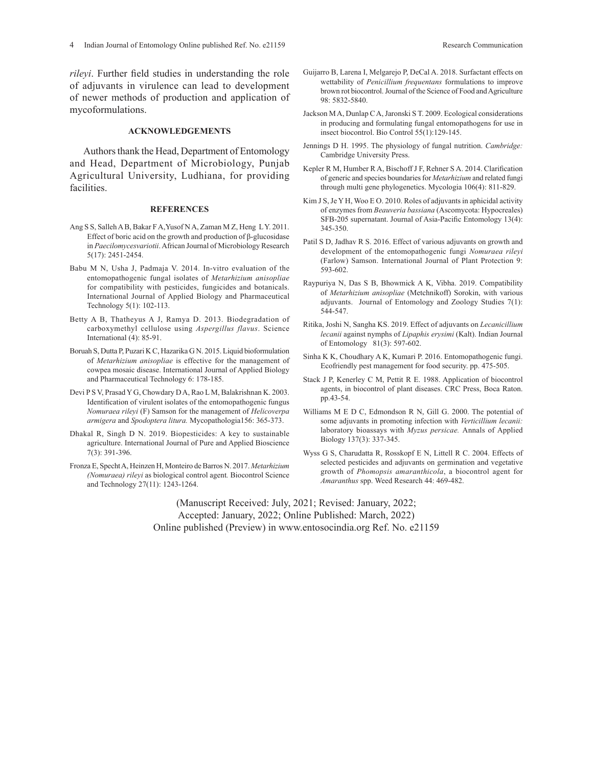*rileyi*. Further field studies in understanding the role of adjuvants in virulence can lead to development of newer methods of production and application of mycoformulations.

## ACKNOWLEDGEMENTS

Authors thank the Head, Department of Entomology and Head, Department of Microbiology, Punjab Agricultural University, Ludhiana, for providing facilities.

## REFERENCES

Ang S S, Salleh A B, Bakar F A,Yusof N A, Zaman M Z, Heng L Y. 2011. Effect of boric acid on the growth and production of β-glucosidase in *Paecilomycesvariotii*. African Journal of Microbiology Research 5(17): 2451-2454.

Babu M N, Usha J, Padmaja V. 2014. In-vitro evaluation of the entomopathogenic fungal isolates of *Metarhizium anisopliae* for compatibility with pesticides, fungicides and botanicals. International Journal of Applied Biology and Pharmaceutical Technology 5(1): 102-113.

Betty A B, Thatheyus A J, Ramya D. 2013. Biodegradation of carboxymethyl cellulose using *Aspergillus flavus*. Science International (4): 85-91.

Boruah S, Dutta P, Puzari K C, Hazarika G N. 2015. Liquid bioformulation of *Metarhizium anisopliae* is effective for the management of cowpea mosaic disease. International Journal of Applied Biology and Pharmaceutical Technology 6: 178-185.

Devi P S V, Prasad Y G, Chowdary D A, Rao L M, Balakrishnan K. 2003. Identification of virulent isolates of the entomopathogenic fungus *Nomuraea rileyi* (F) Samson for the management of *Helicoverpa armigera* and *Spodoptera litura.* Mycopathologia156: 365-373.

Dhakal R, Singh D N. 2019. Biopesticides: A key to sustainable agriculture. International Journal of Pure and Applied Bioscience 7(3): 391-396.

Fronza E, Specht A, Heinzen H, Monteiro de Barros N. 2017. *Metarhizium (Nomuraea) rileyi* as biological control agent*.* Biocontrol Science and Technology 27(11): 1243-1264.

Guijarro B, Larena I, Melgarejo P, DeCal A. 2018. Surfactant effects on wettability of *Penicillium frequentans* formulations to improve brown rot biocontrol. Journal of the Science of Food and Agriculture 98: 5832-5840.

Jackson M A, Dunlap C A, Jaronski S T. 2009. Ecological considerations in producing and formulating fungal entomopathogens for use in insect biocontrol. Bio Control 55(1):129-145.

Jennings D H. 1995. The physiology of fungal nutrition. *Cambridge:* Cambridge University Press.

Kepler R M, Humber R A, Bischoff J F, Rehner S A. 2014. Clarification of generic and species boundaries for *Metarhizium* and related fungi through multi gene phylogenetics. Mycologia 106(4): 811-829.

Kim J S, Je Y H, Woo E O. 2010. Roles of adjuvants in aphicidal activity of enzymes from *Beauveria bassiana* (Ascomycota: Hypocreales) SFB-205 supernatant. Journal of Asia-Pacific Entomology 13(4): 345-350.

Patil S D, Jadhav R S. 2016. Effect of various adjuvants on growth and development of the entomopathogenic fungi *Nomuraea rileyi* (Farlow) Samson. International Journal of Plant Protection 9: 593-602.

Raypuriya N, Das S B, Bhowmick A K, Vibha. 2019. Compatibility of *Metarhizium anisopliae* (Metchnikoff) Sorokin, with various adjuvants. Journal of Entomology and Zoology Studies 7(1): 544-547.

Ritika, Joshi N, Sangha KS. 2019. Effect of adjuvants on *Lecanicillium lecanii* against nymphs of *Lipaphis erysimi* (Kalt). Indian Journal of Entomology 81(3): 597-602.

Sinha K K, Choudhary A K, Kumari P. 2016. Entomopathogenic fungi. Ecofriendly pest management for food security. pp. 475-505.

Stack J P, Kenerley C M, Pettit R E. 1988. Application of biocontrol agents, in biocontrol of plant diseases. CRC Press, Boca Raton. pp.43-54.

Williams M E D C, Edmondson R N, Gill G. 2000. The potential of some adjuvants in promoting infection with *Verticillium lecanii:* laboratory bioassays with *Myzus persicae.* Annals of Applied Biology 137(3): 337-345.

Wyss G S, Charudatta R, Rosskopf E N, Littell R C. 2004. Effects of selected pesticides and adjuvants on germination and vegetative growth of *Phomopsis amaranthicola*, a biocontrol agent for *Amaranthus* spp. Weed Research 44: 469-482.

(Manuscript Received: July, 2021; Revised: January, 2022;
Accepted: January, 2022; Online Published: March, 2022)
Online published (Preview) in www.entosocindia.org Ref. No. e21159